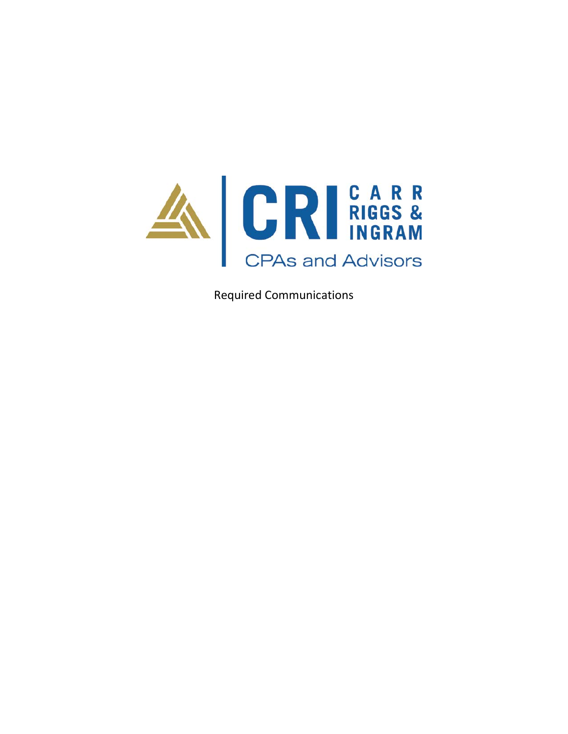CRI CARR RIGGS & INGRAM

CPAs and Advisors

Required Communications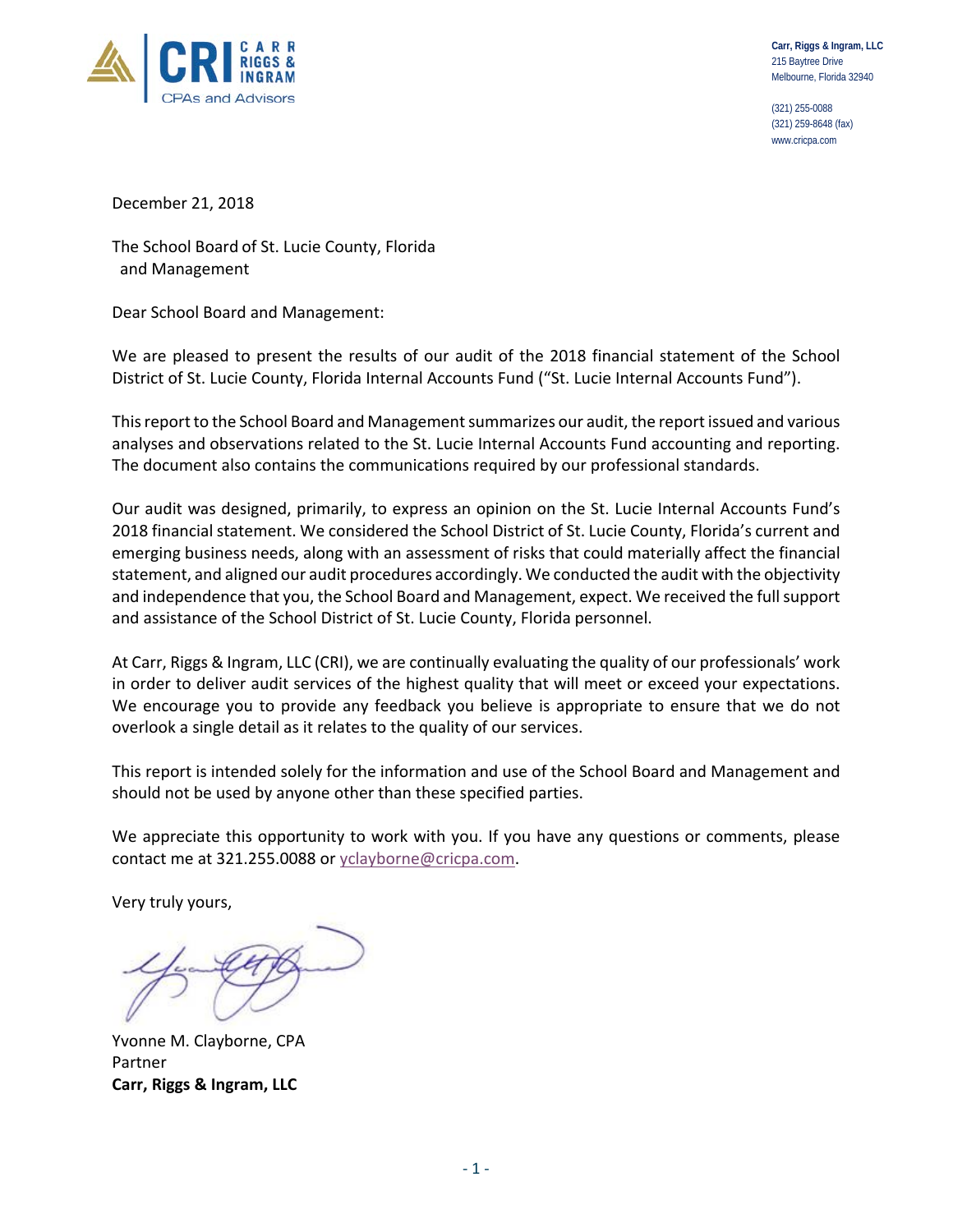Carr, Riggs & Ingram, LLC
215 Baytree Drive
Melbourne, Florida 32940

(321) 255-0088
(321) 259-8648 (fax)
www.cricpa.com

December 21, 2018

The School Board of St. Lucie County, Florida
and Management

Dear School Board and Management:

We are pleased to present the results of our audit of the 2018 financial statement of the School District of St. Lucie County, Florida Internal Accounts Fund ("St. Lucie Internal Accounts Fund").

This report to the School Board and Management summarizes our audit, the report issued and various analyses and observations related to the St. Lucie Internal Accounts Fund accounting and reporting. The document also contains the communications required by our professional standards.

Our audit was designed, primarily, to express an opinion on the St. Lucie Internal Accounts Fund's 2018 financial statement. We considered the School District of St. Lucie County, Florida's current and emerging business needs, along with an assessment of risks that could materially affect the financial statement, and aligned our audit procedures accordingly. We conducted the audit with the objectivity and independence that you, the School Board and Management, expect. We received the full support and assistance of the School District of St. Lucie County, Florida personnel.

At Carr, Riggs & Ingram, LLC (CRI), we are continually evaluating the quality of our professionals' work in order to deliver audit services of the highest quality that will meet or exceed your expectations. We encourage you to provide any feedback you believe is appropriate to ensure that we do not overlook a single detail as it relates to the quality of our services.

This report is intended solely for the information and use of the School Board and Management and should not be used by anyone other than these specified parties.

We appreciate this opportunity to work with you. If you have any questions or comments, please contact me at 321.255.0088 or yclayborne@cricpa.com.

Very truly yours,

Yvonne M. Clayborne, CPA
Partner
**Carr, Riggs & Ingram, LLC**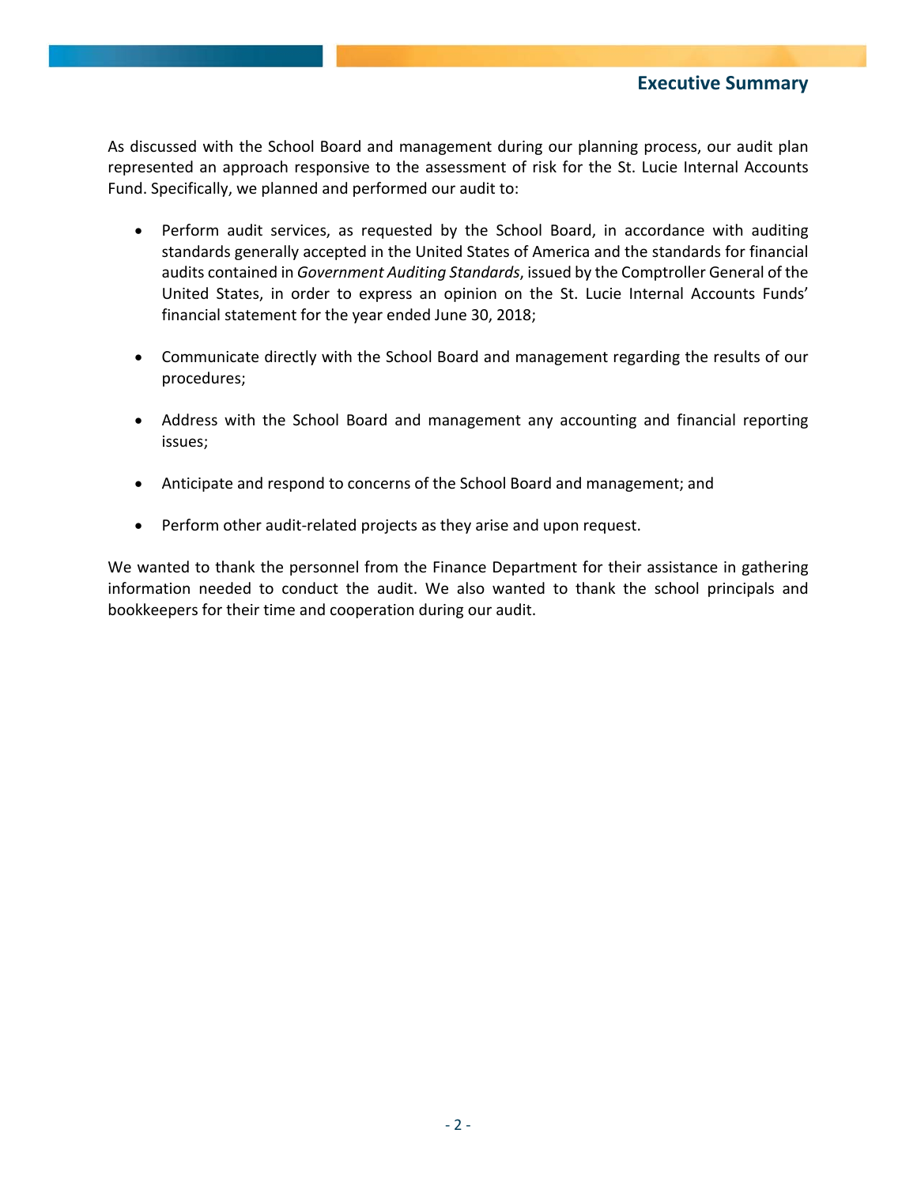## Executive Summary

As discussed with the School Board and management during our planning process, our audit plan represented an approach responsive to the assessment of risk for the St. Lucie Internal Accounts Fund. Specifically, we planned and performed our audit to:

- Perform audit services, as requested by the School Board, in accordance with auditing standards generally accepted in the United States of America and the standards for financial audits contained in *Government Auditing Standards*, issued by the Comptroller General of the United States, in order to express an opinion on the St. Lucie Internal Accounts Funds' financial statement for the year ended June 30, 2018;

- Communicate directly with the School Board and management regarding the results of our procedures;

- Address with the School Board and management any accounting and financial reporting issues;

- Anticipate and respond to concerns of the School Board and management; and

- Perform other audit-related projects as they arise and upon request.

We wanted to thank the personnel from the Finance Department for their assistance in gathering information needed to conduct the audit. We also wanted to thank the school principals and bookkeepers for their time and cooperation during our audit.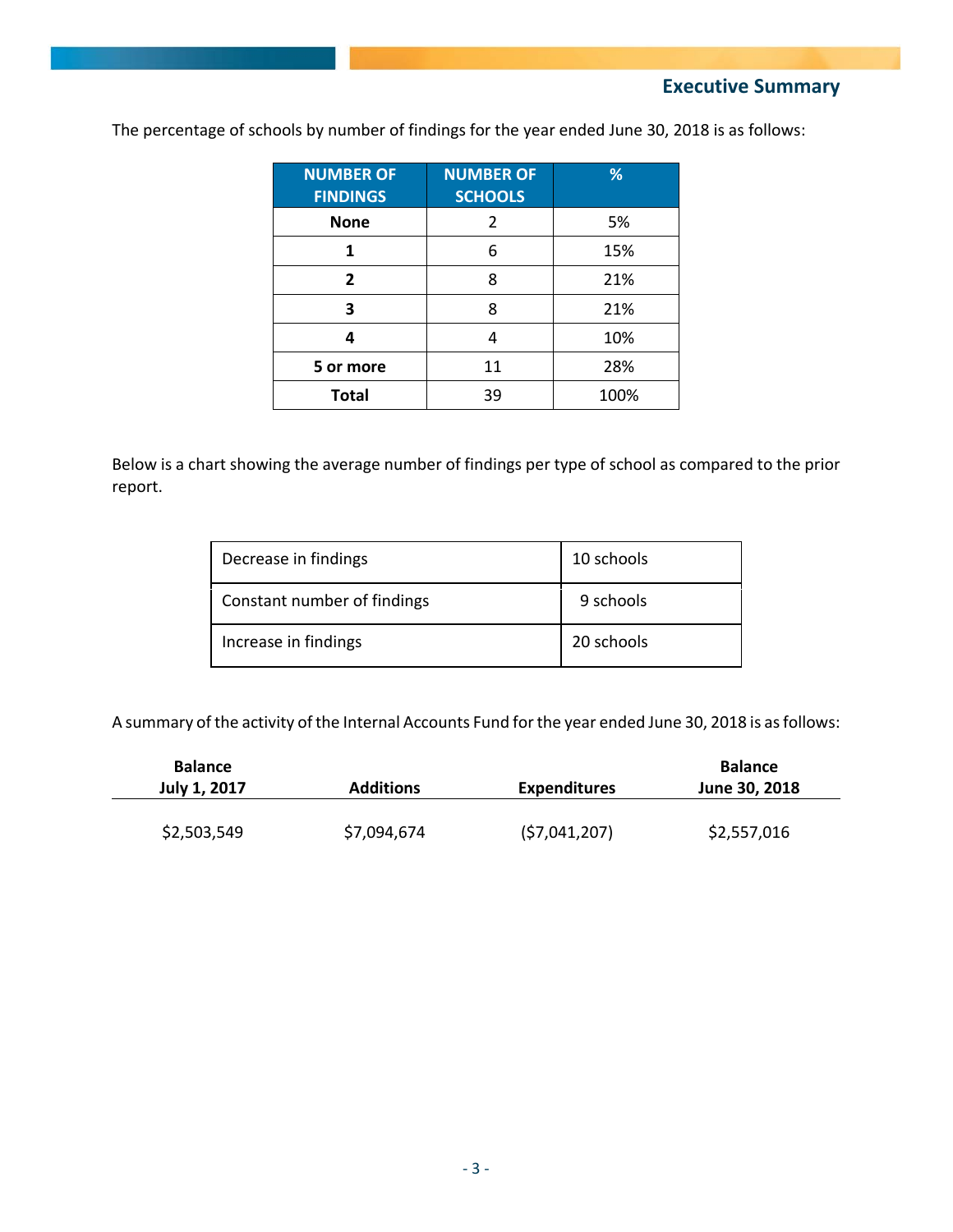## Executive Summary

The percentage of schools by number of findings for the year ended June 30, 2018 is as follows:

| NUMBER OF FINDINGS | NUMBER OF SCHOOLS | % |
|---|---|---|
| **None** | 2 | 5% |
| **1** | 6 | 15% |
| **2** | 8 | 21% |
| **3** | 8 | 21% |
| **4** | 4 | 10% |
| **5 or more** | 11 | 28% |
| **Total** | 39 | 100% |

Below is a chart showing the average number of findings per type of school as compared to the prior report.

| | |
|---|---|
| Decrease in findings | 10 schools |
| Constant number of findings | 9 schools |
| Increase in findings | 20 schools |

A summary of the activity of the Internal Accounts Fund for the year ended June 30, 2018 is as follows:

| Balance July 1, 2017 | Additions | Expenditures | Balance June 30, 2018 |
|---|---|---|---|
| $2,503,549 | $7,094,674 | ($7,041,207) | $2,557,016 |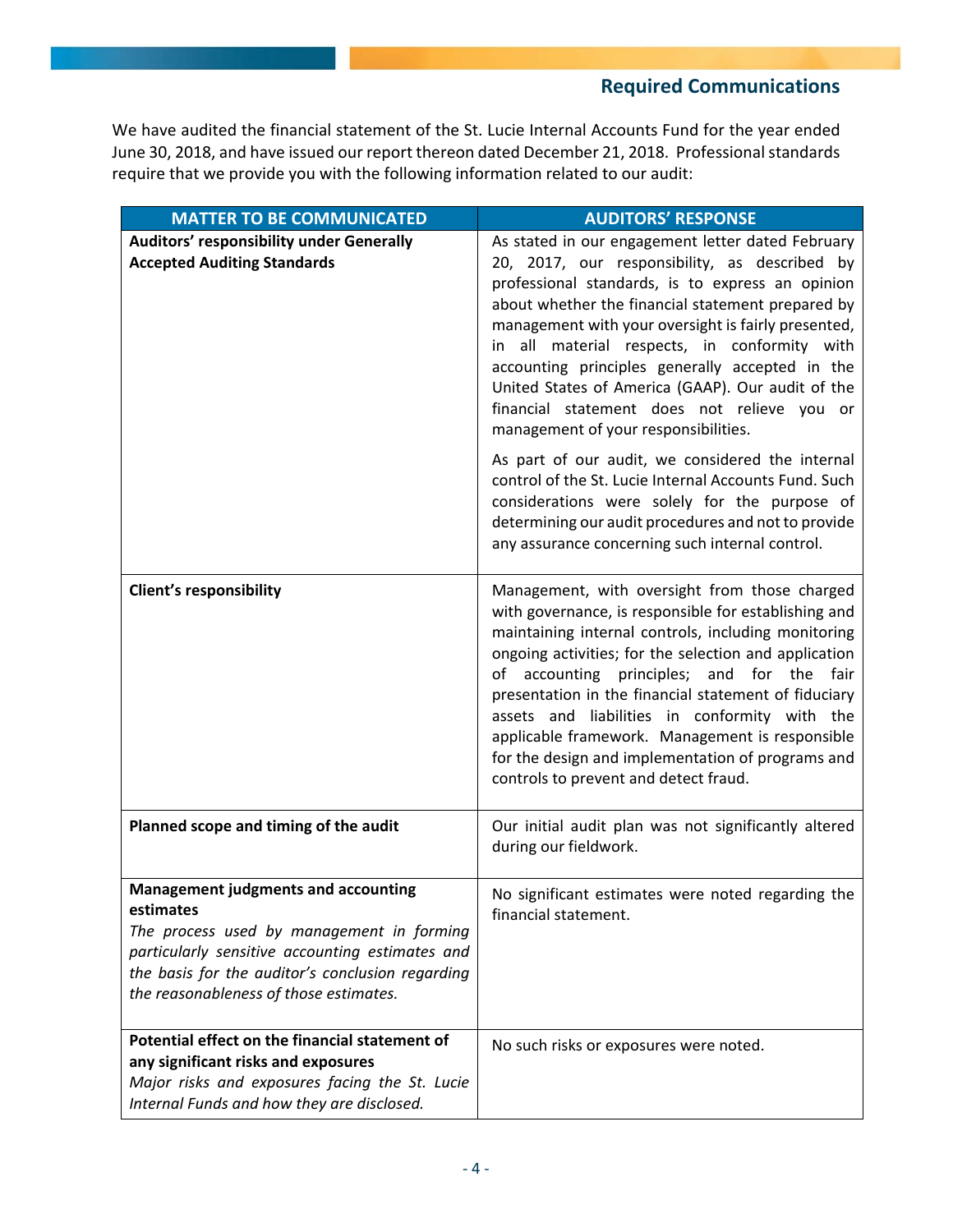## Required Communications

We have audited the financial statement of the St. Lucie Internal Accounts Fund for the year ended June 30, 2018, and have issued our report thereon dated December 21, 2018. Professional standards require that we provide you with the following information related to our audit:

| MATTER TO BE COMMUNICATED | AUDITORS' RESPONSE |
|---|---|
| **Auditors' responsibility under Generally Accepted Auditing Standards** | As stated in our engagement letter dated February 20, 2017, our responsibility, as described by professional standards, is to express an opinion about whether the financial statement prepared by management with your oversight is fairly presented, in all material respects, in conformity with accounting principles generally accepted in the United States of America (GAAP). Our audit of the financial statement does not relieve you or management of your responsibilities.<br><br>As part of our audit, we considered the internal control of the St. Lucie Internal Accounts Fund. Such considerations were solely for the purpose of determining our audit procedures and not to provide any assurance concerning such internal control. |
| **Client's responsibility** | Management, with oversight from those charged with governance, is responsible for establishing and maintaining internal controls, including monitoring ongoing activities; for the selection and application of accounting principles; and for the fair presentation in the financial statement of fiduciary assets and liabilities in conformity with the applicable framework. Management is responsible for the design and implementation of programs and controls to prevent and detect fraud. |
| **Planned scope and timing of the audit** | Our initial audit plan was not significantly altered during our fieldwork. |
| **Management judgments and accounting estimates**<br>*The process used by management in forming particularly sensitive accounting estimates and the basis for the auditor's conclusion regarding the reasonableness of those estimates.* | No significant estimates were noted regarding the financial statement. |
| **Potential effect on the financial statement of any significant risks and exposures**<br>*Major risks and exposures facing the St. Lucie Internal Funds and how they are disclosed.* | No such risks or exposures were noted. |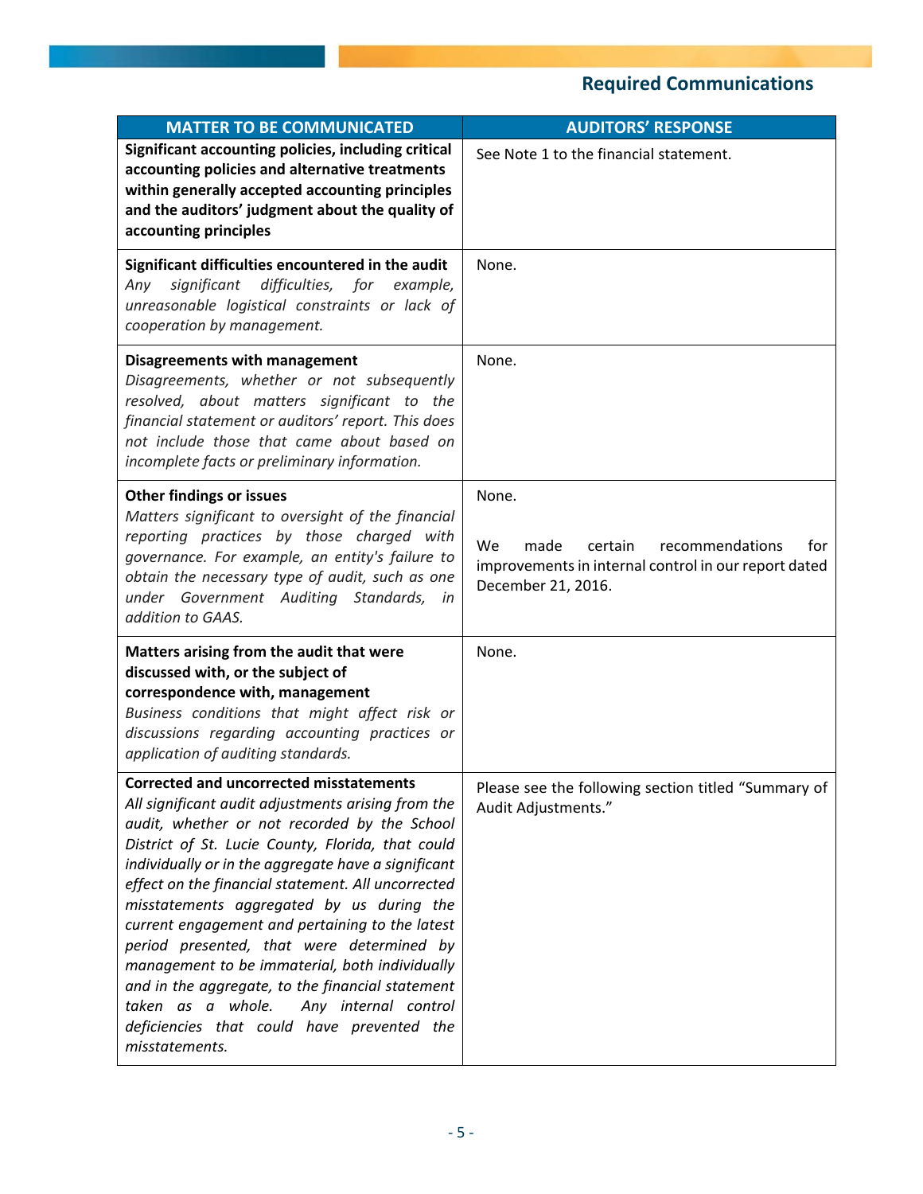## Required Communications

| MATTER TO BE COMMUNICATED | AUDITORS' RESPONSE |
|---|---|
| **Significant accounting policies, including critical accounting policies and alternative treatments within generally accepted accounting principles and the auditors' judgment about the quality of accounting principles** | See Note 1 to the financial statement. |
| **Significant difficulties encountered in the audit** *Any significant difficulties, for example, unreasonable logistical constraints or lack of cooperation by management.* | None. |
| **Disagreements with management** *Disagreements, whether or not subsequently resolved, about matters significant to the financial statement or auditors' report. This does not include those that came about based on incomplete facts or preliminary information.* | None. |
| **Other findings or issues** *Matters significant to oversight of the financial reporting practices by those charged with governance. For example, an entity's failure to obtain the necessary type of audit, such as one under Government Auditing Standards, in addition to GAAS.* | None. <br><br> We made certain recommendations for improvements in internal control in our report dated December 21, 2016. |
| **Matters arising from the audit that were discussed with, or the subject of correspondence with, management** *Business conditions that might affect risk or discussions regarding accounting practices or application of auditing standards.* | None. |
| **Corrected and uncorrected misstatements** *All significant audit adjustments arising from the audit, whether or not recorded by the School District of St. Lucie County, Florida, that could individually or in the aggregate have a significant effect on the financial statement. All uncorrected misstatements aggregated by us during the current engagement and pertaining to the latest period presented, that were determined by management to be immaterial, both individually and in the aggregate, to the financial statement taken as a whole. Any internal control deficiencies that could have prevented the misstatements.* | Please see the following section titled "Summary of Audit Adjustments." |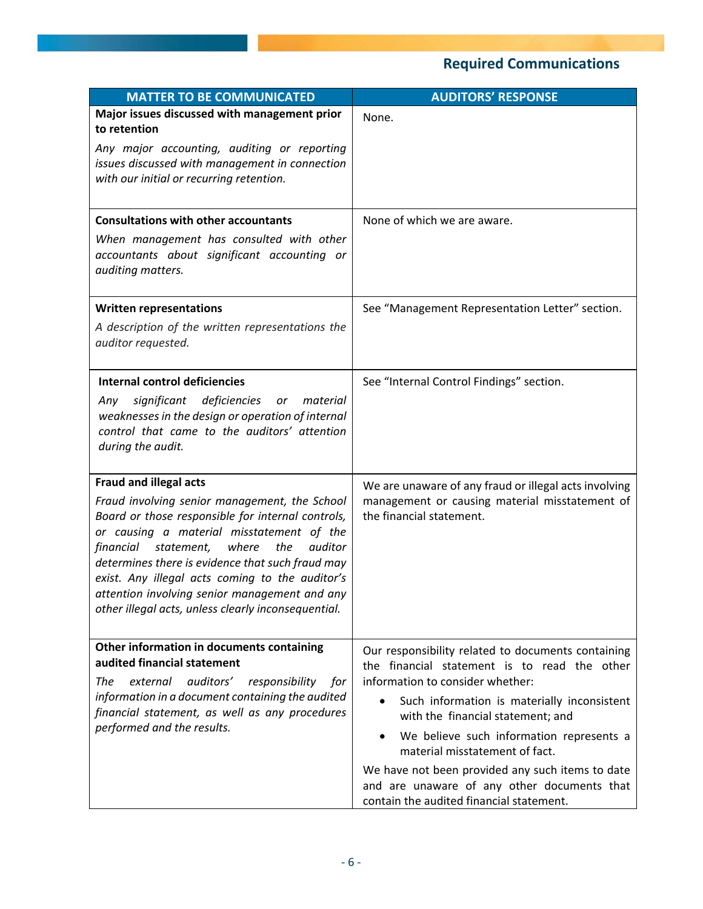## Required Communications

| MATTER TO BE COMMUNICATED | AUDITORS' RESPONSE |
|---|---|
| **Major issues discussed with management prior to retention**<br>*Any major accounting, auditing or reporting issues discussed with management in connection with our initial or recurring retention.* | None. |
| **Consultations with other accountants**<br>*When management has consulted with other accountants about significant accounting or auditing matters.* | None of which we are aware. |
| **Written representations**<br>*A description of the written representations the auditor requested.* | See "Management Representation Letter" section. |
| **Internal control deficiencies**<br>*Any significant deficiencies or material weaknesses in the design or operation of internal control that came to the auditors' attention during the audit.* | See "Internal Control Findings" section. |
| **Fraud and illegal acts**<br>*Fraud involving senior management, the School Board or those responsible for internal controls, or causing a material misstatement of the financial statement, where the auditor determines there is evidence that such fraud may exist. Any illegal acts coming to the auditor's attention involving senior management and any other illegal acts, unless clearly inconsequential.* | We are unaware of any fraud or illegal acts involving management or causing material misstatement of the financial statement. |
| **Other information in documents containing audited financial statement**<br>*The external auditors' responsibility for information in a document containing the audited financial statement, as well as any procedures performed and the results.* | Our responsibility related to documents containing the financial statement is to read the other information to consider whether:<br>• Such information is materially inconsistent with the financial statement; and<br>• We believe such information represents a material misstatement of fact.<br>We have not been provided any such items to date and are unaware of any other documents that contain the audited financial statement. |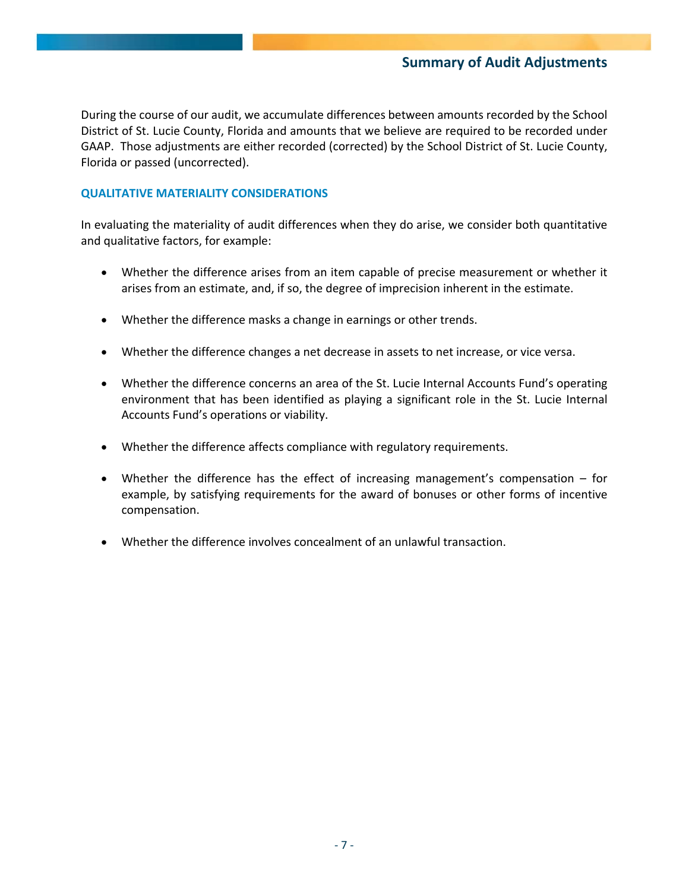## Summary of Audit Adjustments

During the course of our audit, we accumulate differences between amounts recorded by the School District of St. Lucie County, Florida and amounts that we believe are required to be recorded under GAAP. Those adjustments are either recorded (corrected) by the School District of St. Lucie County, Florida or passed (uncorrected).

### QUALITATIVE MATERIALITY CONSIDERATIONS

In evaluating the materiality of audit differences when they do arise, we consider both quantitative and qualitative factors, for example:

- Whether the difference arises from an item capable of precise measurement or whether it arises from an estimate, and, if so, the degree of imprecision inherent in the estimate.
- Whether the difference masks a change in earnings or other trends.
- Whether the difference changes a net decrease in assets to net increase, or vice versa.
- Whether the difference concerns an area of the St. Lucie Internal Accounts Fund's operating environment that has been identified as playing a significant role in the St. Lucie Internal Accounts Fund's operations or viability.
- Whether the difference affects compliance with regulatory requirements.
- Whether the difference has the effect of increasing management's compensation – for example, by satisfying requirements for the award of bonuses or other forms of incentive compensation.
- Whether the difference involves concealment of an unlawful transaction.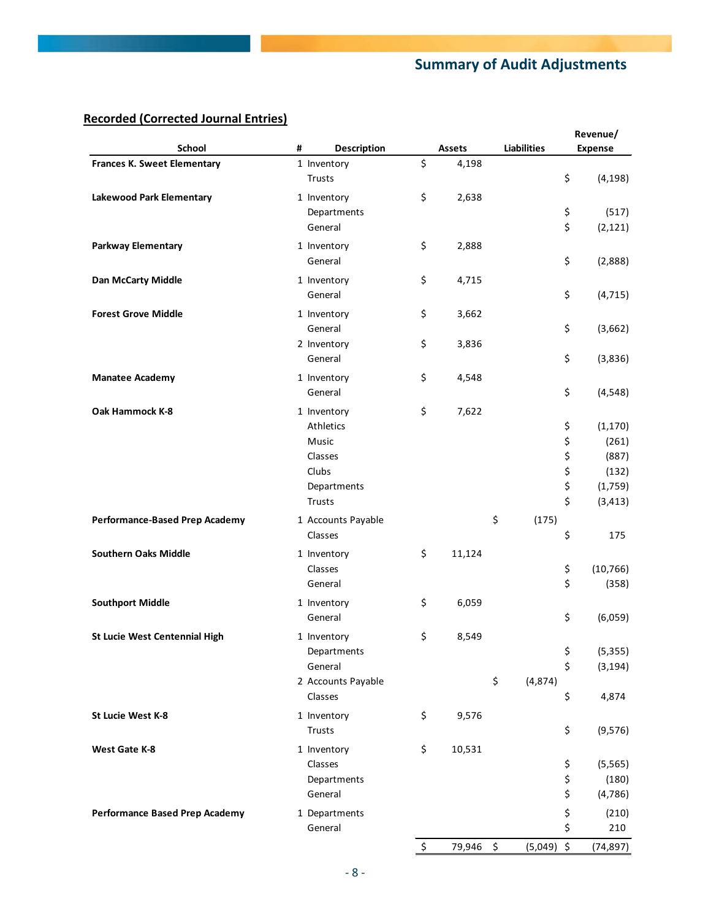## Summary of Audit Adjustments

**Recorded (Corrected Journal Entries)**

| School | # | Description | Assets | Liabilities | Revenue/ Expense |
|---|---|---|---|---|---|
| **Frances K. Sweet Elementary** | 1 | Inventory | $ 4,198 | | |
| | | Trusts | | | $ (4,198) |
| **Lakewood Park Elementary** | 1 | Inventory | $ 2,638 | | |
| | | Departments | | | $ (517) |
| | | General | | | $ (2,121) |
| **Parkway Elementary** | 1 | Inventory | $ 2,888 | | |
| | | General | | | $ (2,888) |
| **Dan McCarty Middle** | 1 | Inventory | $ 4,715 | | |
| | | General | | | $ (4,715) |
| **Forest Grove Middle** | 1 | Inventory | $ 3,662 | | |
| | | General | | | $ (3,662) |
| | 2 | Inventory | $ 3,836 | | |
| | | General | | | $ (3,836) |
| **Manatee Academy** | 1 | Inventory | $ 4,548 | | |
| | | General | | | $ (4,548) |
| **Oak Hammock K-8** | 1 | Inventory | $ 7,622 | | |
| | | Athletics | | | $ (1,170) |
| | | Music | | | $ (261) |
| | | Classes | | | $ (887) |
| | | Clubs | | | $ (132) |
| | | Departments | | | $ (1,759) |
| | | Trusts | | | $ (3,413) |
| **Performance-Based Prep Academy** | 1 | Accounts Payable | | $ (175) | |
| | | Classes | | | $ 175 |
| **Southern Oaks Middle** | 1 | Inventory | $ 11,124 | | |
| | | Classes | | | $ (10,766) |
| | | General | | | $ (358) |
| **Southport Middle** | 1 | Inventory | $ 6,059 | | |
| | | General | | | $ (6,059) |
| **St Lucie West Centennial High** | 1 | Inventory | $ 8,549 | | |
| | | Departments | | | $ (5,355) |
| | | General | | | $ (3,194) |
| | 2 | Accounts Payable | | $ (4,874) | |
| | | Classes | | | $ 4,874 |
| **St Lucie West K-8** | 1 | Inventory | $ 9,576 | | |
| | | Trusts | | | $ (9,576) |
| **West Gate K-8** | 1 | Inventory | $ 10,531 | | |
| | | Classes | | | $ (5,565) |
| | | Departments | | | $ (180) |
| | | General | | | $ (4,786) |
| **Performance Based Prep Academy** | 1 | Departments | | | $ (210) |
| | | General | | | $ 210 |
| | | | $ 79,946 | $ (5,049) | $ (74,897) |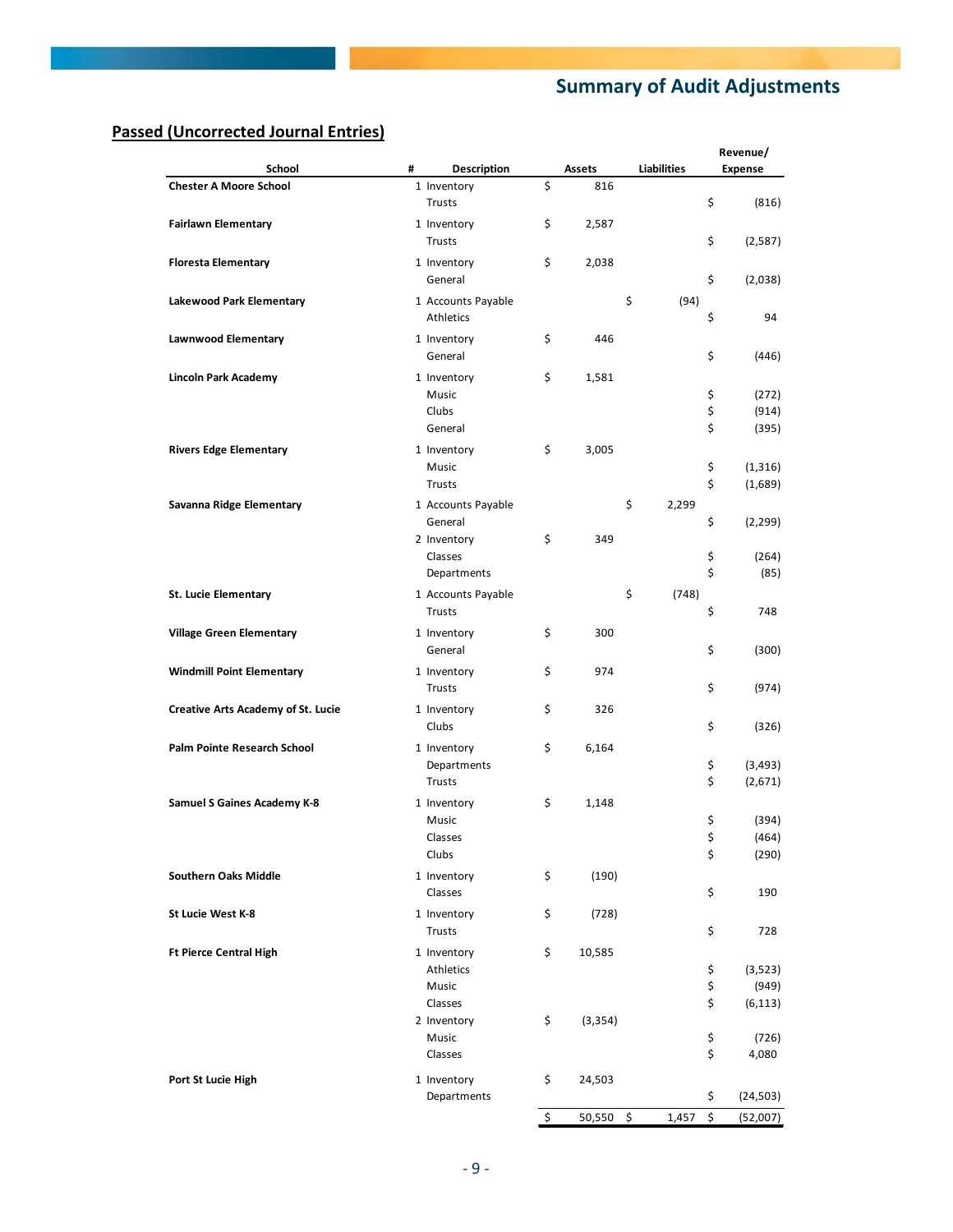# Summary of Audit Adjustments

## Passed (Uncorrected Journal Entries)

| School | # | Description | Assets | Liabilities | Revenue/ Expense |
|---|---|---|---|---|---|
| **Chester A Moore School** | 1 | Inventory | $ 816 | | |
| | | Trusts | | | $ (816) |
| **Fairlawn Elementary** | 1 | Inventory | $ 2,587 | | |
| | | Trusts | | | $ (2,587) |
| **Floresta Elementary** | 1 | Inventory | $ 2,038 | | |
| | | General | | | $ (2,038) |
| **Lakewood Park Elementary** | 1 | Accounts Payable | | $ (94) | |
| | | Athletics | | | $ 94 |
| **Lawnwood Elementary** | 1 | Inventory | $ 446 | | |
| | | General | | | $ (446) |
| **Lincoln Park Academy** | 1 | Inventory | $ 1,581 | | |
| | | Music | | | $ (272) |
| | | Clubs | | | $ (914) |
| | | General | | | $ (395) |
| **Rivers Edge Elementary** | 1 | Inventory | $ 3,005 | | |
| | | Music | | | $ (1,316) |
| | | Trusts | | | $ (1,689) |
| **Savanna Ridge Elementary** | 1 | Accounts Payable | | $ 2,299 | |
| | | General | | | $ (2,299) |
| | 2 | Inventory | $ 349 | | |
| | | Classes | | | $ (264) |
| | | Departments | | | $ (85) |
| **St. Lucie Elementary** | 1 | Accounts Payable | | $ (748) | |
| | | Trusts | | | $ 748 |
| **Village Green Elementary** | 1 | Inventory | $ 300 | | |
| | | General | | | $ (300) |
| **Windmill Point Elementary** | 1 | Inventory | $ 974 | | |
| | | Trusts | | | $ (974) |
| **Creative Arts Academy of St. Lucie** | 1 | Inventory | $ 326 | | |
| | | Clubs | | | $ (326) |
| **Palm Pointe Research School** | 1 | Inventory | $ 6,164 | | |
| | | Departments | | | $ (3,493) |
| | | Trusts | | | $ (2,671) |
| **Samuel S Gaines Academy K-8** | 1 | Inventory | $ 1,148 | | |
| | | Music | | | $ (394) |
| | | Classes | | | $ (464) |
| | | Clubs | | | $ (290) |
| **Southern Oaks Middle** | 1 | Inventory | $ (190) | | |
| | | Classes | | | $ 190 |
| **St Lucie West K-8** | 1 | Inventory | $ (728) | | |
| | | Trusts | | | $ 728 |
| **Ft Pierce Central High** | 1 | Inventory | $ 10,585 | | |
| | | Athletics | | | $ (3,523) |
| | | Music | | | $ (949) |
| | | Classes | | | $ (6,113) |
| | 2 | Inventory | $ (3,354) | | |
| | | Music | | | $ (726) |
| | | Classes | | | $ 4,080 |
| **Port St Lucie High** | 1 | Inventory | $ 24,503 | | |
| | | Departments | | | $ (24,503) |
| | | | $ 50,550 | $ 1,457 | $ (52,007) |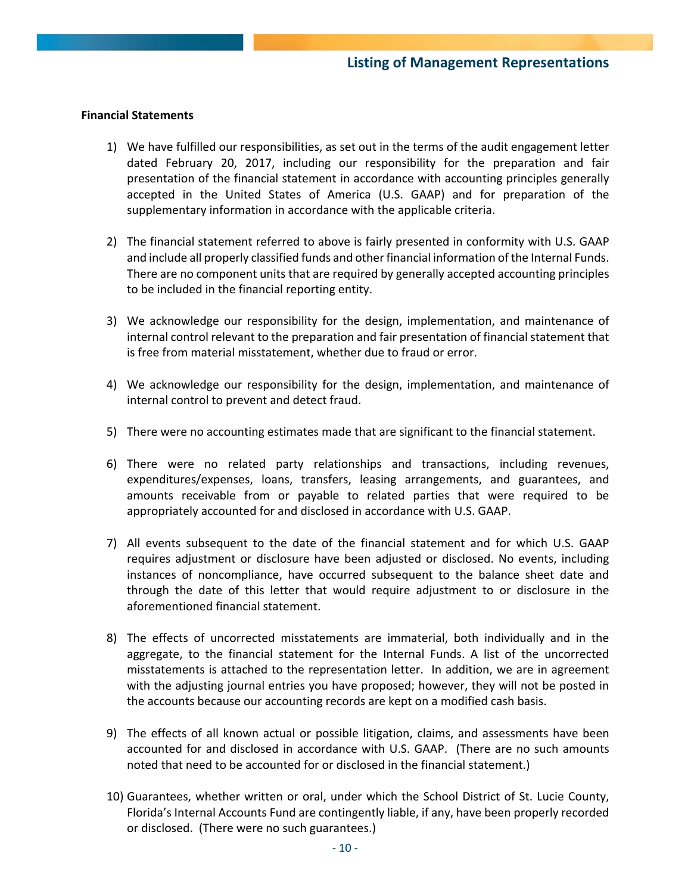## Listing of Management Representations

**Financial Statements**

1) We have fulfilled our responsibilities, as set out in the terms of the audit engagement letter dated February 20, 2017, including our responsibility for the preparation and fair presentation of the financial statement in accordance with accounting principles generally accepted in the United States of America (U.S. GAAP) and for preparation of the supplementary information in accordance with the applicable criteria.

2) The financial statement referred to above is fairly presented in conformity with U.S. GAAP and include all properly classified funds and other financial information of the Internal Funds. There are no component units that are required by generally accepted accounting principles to be included in the financial reporting entity.

3) We acknowledge our responsibility for the design, implementation, and maintenance of internal control relevant to the preparation and fair presentation of financial statement that is free from material misstatement, whether due to fraud or error.

4) We acknowledge our responsibility for the design, implementation, and maintenance of internal control to prevent and detect fraud.

5) There were no accounting estimates made that are significant to the financial statement.

6) There were no related party relationships and transactions, including revenues, expenditures/expenses, loans, transfers, leasing arrangements, and guarantees, and amounts receivable from or payable to related parties that were required to be appropriately accounted for and disclosed in accordance with U.S. GAAP.

7) All events subsequent to the date of the financial statement and for which U.S. GAAP requires adjustment or disclosure have been adjusted or disclosed. No events, including instances of noncompliance, have occurred subsequent to the balance sheet date and through the date of this letter that would require adjustment to or disclosure in the aforementioned financial statement.

8) The effects of uncorrected misstatements are immaterial, both individually and in the aggregate, to the financial statement for the Internal Funds. A list of the uncorrected misstatements is attached to the representation letter. In addition, we are in agreement with the adjusting journal entries you have proposed; however, they will not be posted in the accounts because our accounting records are kept on a modified cash basis.

9) The effects of all known actual or possible litigation, claims, and assessments have been accounted for and disclosed in accordance with U.S. GAAP. (There are no such amounts noted that need to be accounted for or disclosed in the financial statement.)

10) Guarantees, whether written or oral, under which the School District of St. Lucie County, Florida's Internal Accounts Fund are contingently liable, if any, have been properly recorded or disclosed. (There were no such guarantees.)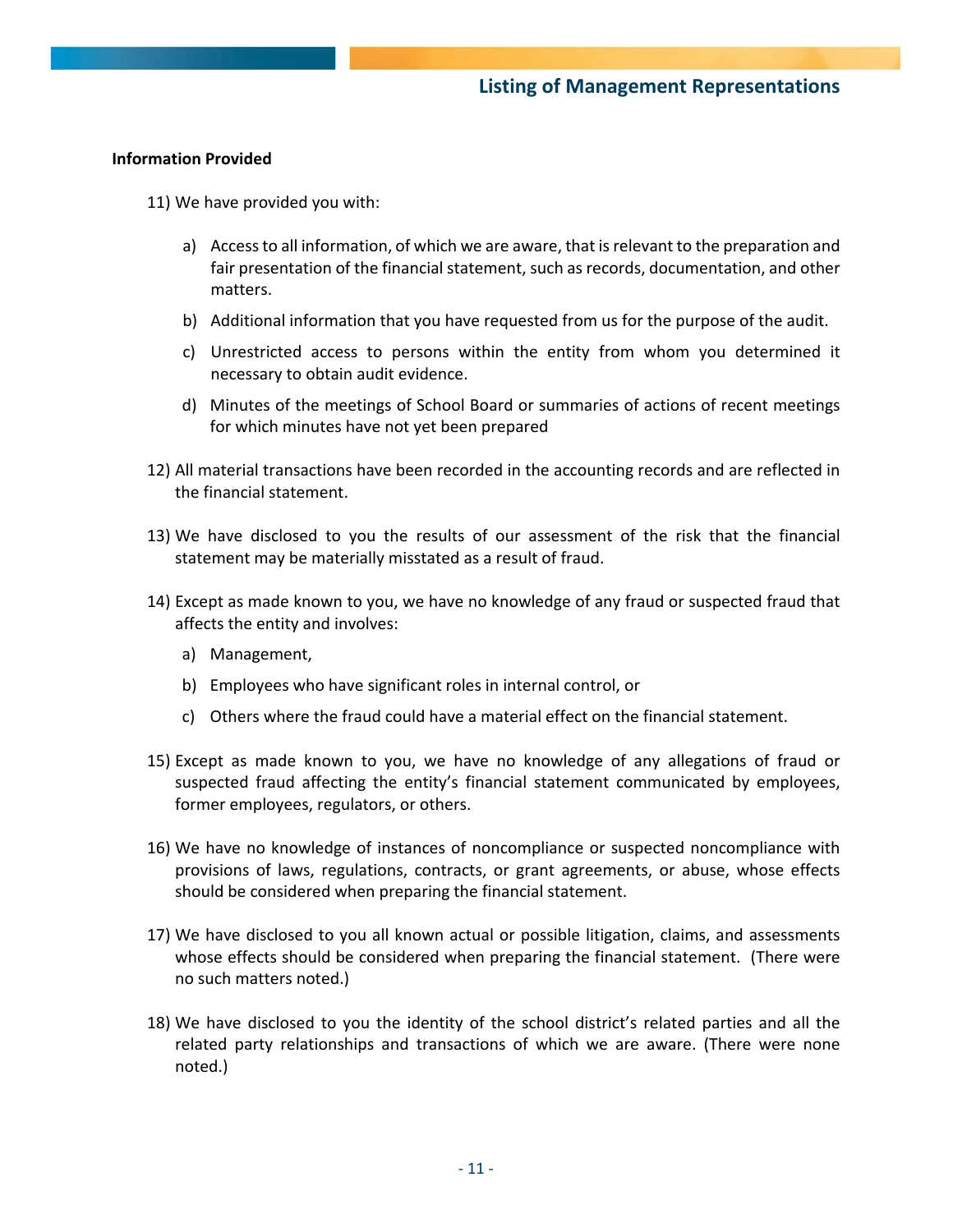## Listing of Management Representations

**Information Provided**

11) We have provided you with:

   a) Access to all information, of which we are aware, that is relevant to the preparation and fair presentation of the financial statement, such as records, documentation, and other matters.

   b) Additional information that you have requested from us for the purpose of the audit.

   c) Unrestricted access to persons within the entity from whom you determined it necessary to obtain audit evidence.

   d) Minutes of the meetings of School Board or summaries of actions of recent meetings for which minutes have not yet been prepared

12) All material transactions have been recorded in the accounting records and are reflected in the financial statement.

13) We have disclosed to you the results of our assessment of the risk that the financial statement may be materially misstated as a result of fraud.

14) Except as made known to you, we have no knowledge of any fraud or suspected fraud that affects the entity and involves:

   a) Management,

   b) Employees who have significant roles in internal control, or

   c) Others where the fraud could have a material effect on the financial statement.

15) Except as made known to you, we have no knowledge of any allegations of fraud or suspected fraud affecting the entity's financial statement communicated by employees, former employees, regulators, or others.

16) We have no knowledge of instances of noncompliance or suspected noncompliance with provisions of laws, regulations, contracts, or grant agreements, or abuse, whose effects should be considered when preparing the financial statement.

17) We have disclosed to you all known actual or possible litigation, claims, and assessments whose effects should be considered when preparing the financial statement. (There were no such matters noted.)

18) We have disclosed to you the identity of the school district's related parties and all the related party relationships and transactions of which we are aware. (There were none noted.)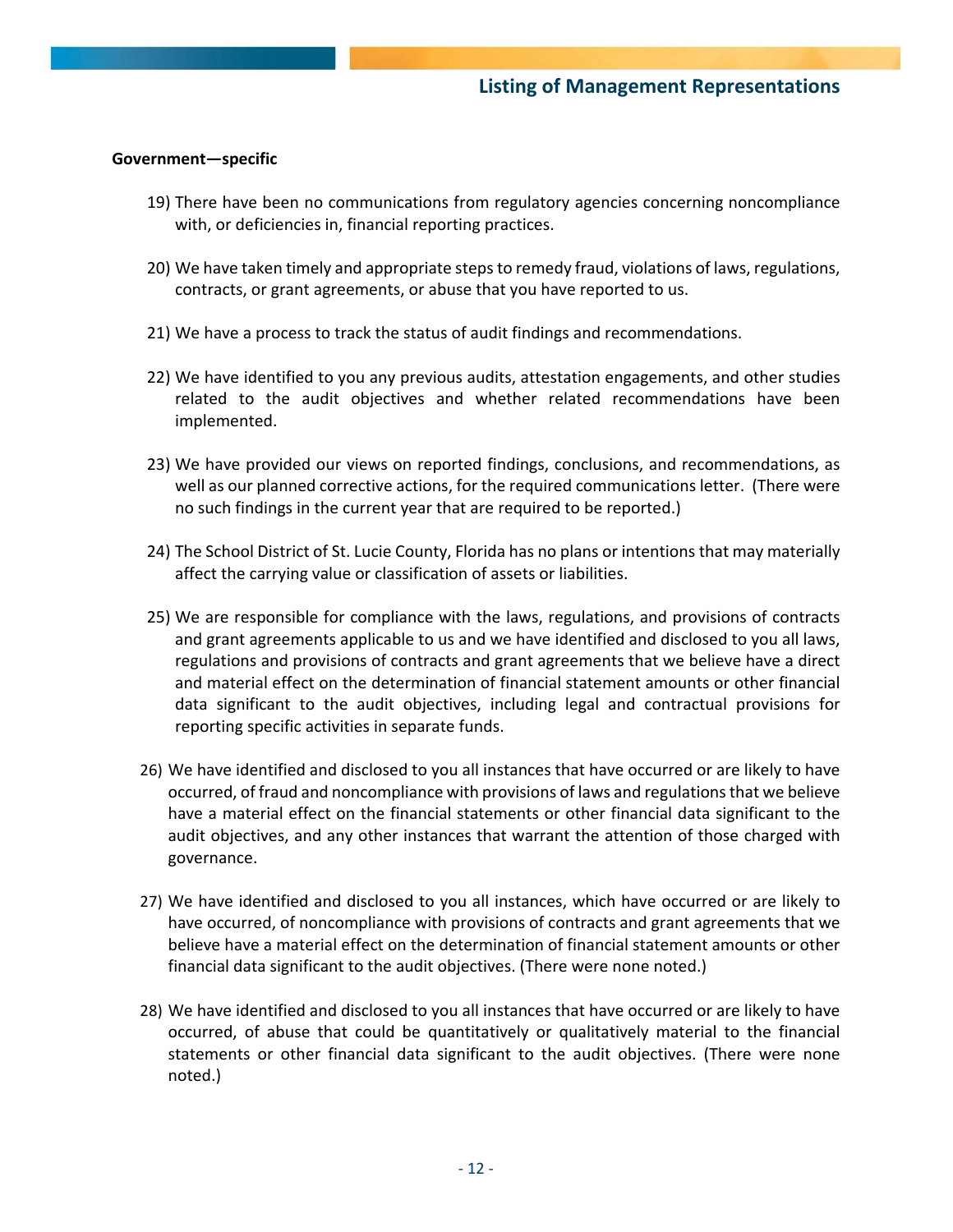## Listing of Management Representations

**Government—specific**

19) There have been no communications from regulatory agencies concerning noncompliance with, or deficiencies in, financial reporting practices.

20) We have taken timely and appropriate steps to remedy fraud, violations of laws, regulations, contracts, or grant agreements, or abuse that you have reported to us.

21) We have a process to track the status of audit findings and recommendations.

22) We have identified to you any previous audits, attestation engagements, and other studies related to the audit objectives and whether related recommendations have been implemented.

23) We have provided our views on reported findings, conclusions, and recommendations, as well as our planned corrective actions, for the required communications letter. (There were no such findings in the current year that are required to be reported.)

24) The School District of St. Lucie County, Florida has no plans or intentions that may materially affect the carrying value or classification of assets or liabilities.

25) We are responsible for compliance with the laws, regulations, and provisions of contracts and grant agreements applicable to us and we have identified and disclosed to you all laws, regulations and provisions of contracts and grant agreements that we believe have a direct and material effect on the determination of financial statement amounts or other financial data significant to the audit objectives, including legal and contractual provisions for reporting specific activities in separate funds.

26) We have identified and disclosed to you all instances that have occurred or are likely to have occurred, of fraud and noncompliance with provisions of laws and regulations that we believe have a material effect on the financial statements or other financial data significant to the audit objectives, and any other instances that warrant the attention of those charged with governance.

27) We have identified and disclosed to you all instances, which have occurred or are likely to have occurred, of noncompliance with provisions of contracts and grant agreements that we believe have a material effect on the determination of financial statement amounts or other financial data significant to the audit objectives. (There were none noted.)

28) We have identified and disclosed to you all instances that have occurred or are likely to have occurred, of abuse that could be quantitatively or qualitatively material to the financial statements or other financial data significant to the audit objectives. (There were none noted.)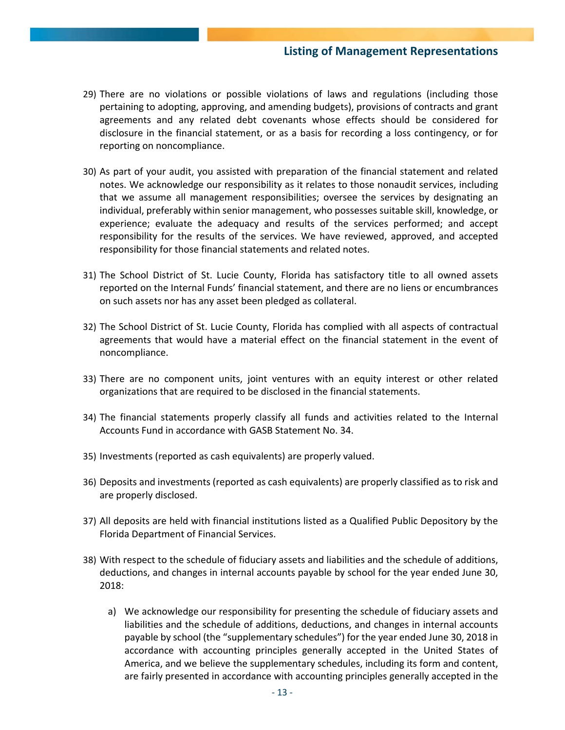## Listing of Management Representations

29) There are no violations or possible violations of laws and regulations (including those pertaining to adopting, approving, and amending budgets), provisions of contracts and grant agreements and any related debt covenants whose effects should be considered for disclosure in the financial statement, or as a basis for recording a loss contingency, or for reporting on noncompliance.

30) As part of your audit, you assisted with preparation of the financial statement and related notes. We acknowledge our responsibility as it relates to those nonaudit services, including that we assume all management responsibilities; oversee the services by designating an individual, preferably within senior management, who possesses suitable skill, knowledge, or experience; evaluate the adequacy and results of the services performed; and accept responsibility for the results of the services. We have reviewed, approved, and accepted responsibility for those financial statements and related notes.

31) The School District of St. Lucie County, Florida has satisfactory title to all owned assets reported on the Internal Funds' financial statement, and there are no liens or encumbrances on such assets nor has any asset been pledged as collateral.

32) The School District of St. Lucie County, Florida has complied with all aspects of contractual agreements that would have a material effect on the financial statement in the event of noncompliance.

33) There are no component units, joint ventures with an equity interest or other related organizations that are required to be disclosed in the financial statements.

34) The financial statements properly classify all funds and activities related to the Internal Accounts Fund in accordance with GASB Statement No. 34.

35) Investments (reported as cash equivalents) are properly valued.

36) Deposits and investments (reported as cash equivalents) are properly classified as to risk and are properly disclosed.

37) All deposits are held with financial institutions listed as a Qualified Public Depository by the Florida Department of Financial Services.

38) With respect to the schedule of fiduciary assets and liabilities and the schedule of additions, deductions, and changes in internal accounts payable by school for the year ended June 30, 2018:

    a) We acknowledge our responsibility for presenting the schedule of fiduciary assets and liabilities and the schedule of additions, deductions, and changes in internal accounts payable by school (the "supplementary schedules") for the year ended June 30, 2018 in accordance with accounting principles generally accepted in the United States of America, and we believe the supplementary schedules, including its form and content, are fairly presented in accordance with accounting principles generally accepted in the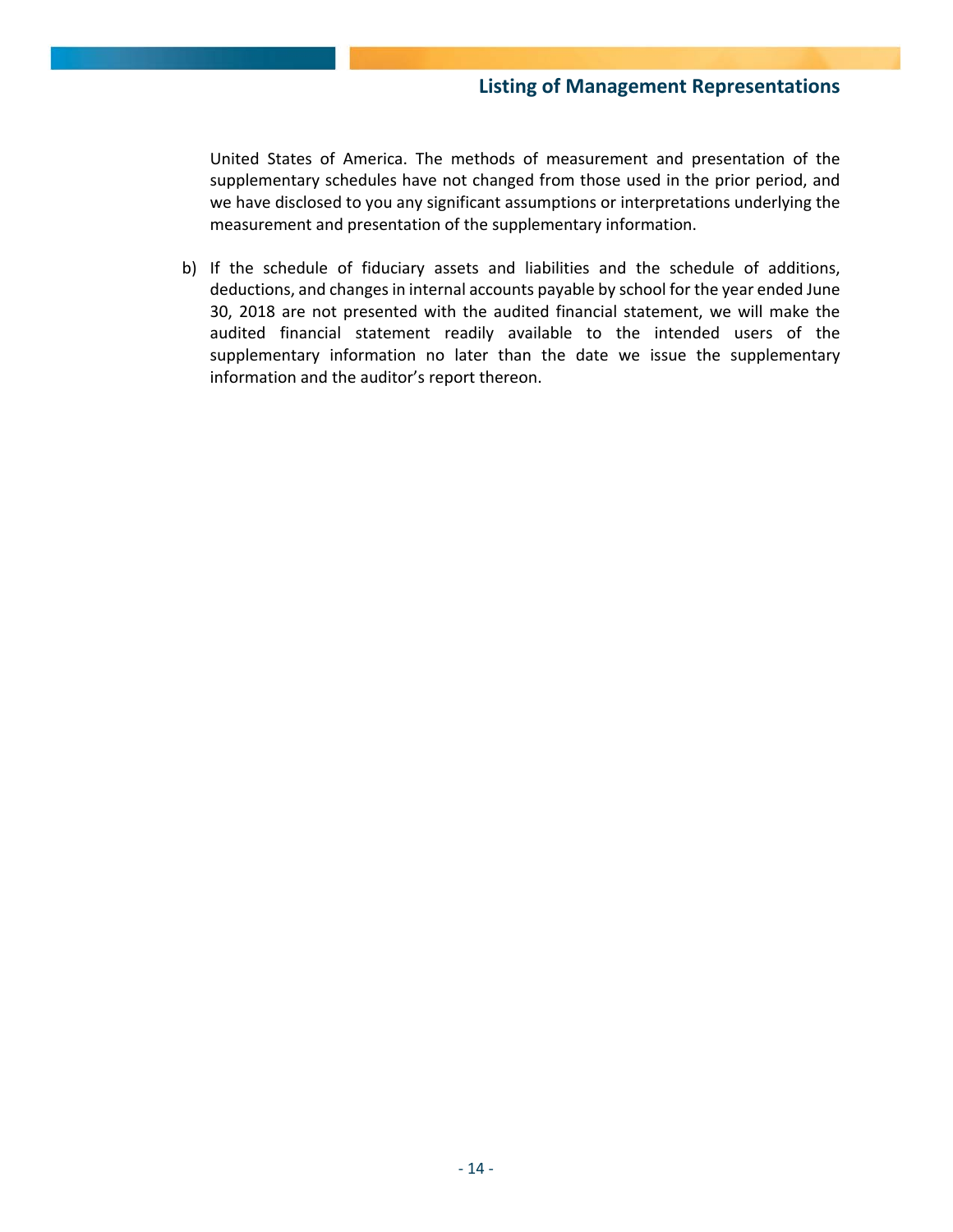United States of America. The methods of measurement and presentation of the supplementary schedules have not changed from those used in the prior period, and we have disclosed to you any significant assumptions or interpretations underlying the measurement and presentation of the supplementary information.

b) If the schedule of fiduciary assets and liabilities and the schedule of additions, deductions, and changes in internal accounts payable by school for the year ended June 30, 2018 are not presented with the audited financial statement, we will make the audited financial statement readily available to the intended users of the supplementary information no later than the date we issue the supplementary information and the auditor's report thereon.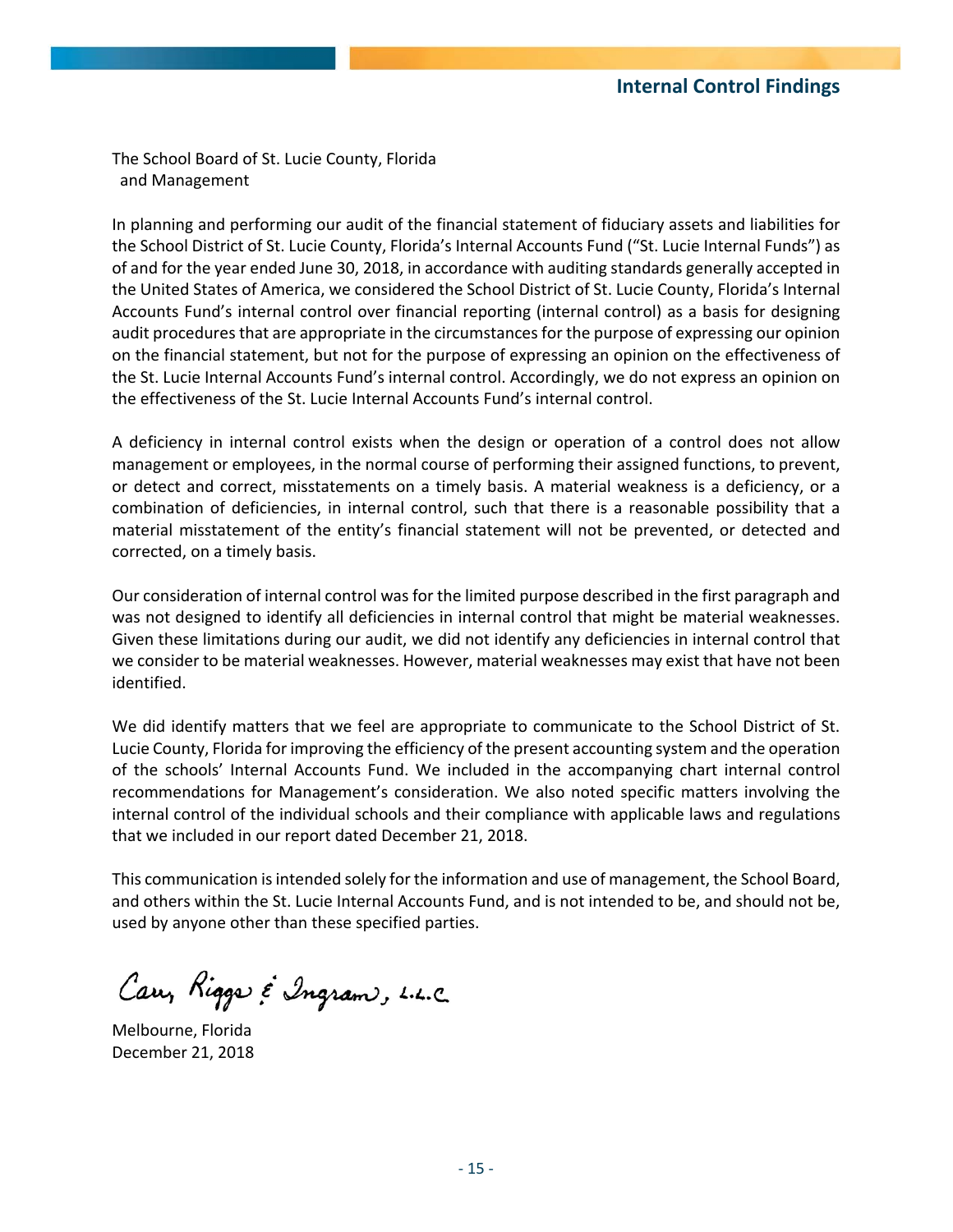## Internal Control Findings

The School Board of St. Lucie County, Florida
and Management

In planning and performing our audit of the financial statement of fiduciary assets and liabilities for the School District of St. Lucie County, Florida's Internal Accounts Fund ("St. Lucie Internal Funds") as of and for the year ended June 30, 2018, in accordance with auditing standards generally accepted in the United States of America, we considered the School District of St. Lucie County, Florida's Internal Accounts Fund's internal control over financial reporting (internal control) as a basis for designing audit procedures that are appropriate in the circumstances for the purpose of expressing our opinion on the financial statement, but not for the purpose of expressing an opinion on the effectiveness of the St. Lucie Internal Accounts Fund's internal control. Accordingly, we do not express an opinion on the effectiveness of the St. Lucie Internal Accounts Fund's internal control.

A deficiency in internal control exists when the design or operation of a control does not allow management or employees, in the normal course of performing their assigned functions, to prevent, or detect and correct, misstatements on a timely basis. A material weakness is a deficiency, or a combination of deficiencies, in internal control, such that there is a reasonable possibility that a material misstatement of the entity's financial statement will not be prevented, or detected and corrected, on a timely basis.

Our consideration of internal control was for the limited purpose described in the first paragraph and was not designed to identify all deficiencies in internal control that might be material weaknesses. Given these limitations during our audit, we did not identify any deficiencies in internal control that we consider to be material weaknesses. However, material weaknesses may exist that have not been identified.

We did identify matters that we feel are appropriate to communicate to the School District of St. Lucie County, Florida for improving the efficiency of the present accounting system and the operation of the schools' Internal Accounts Fund. We included in the accompanying chart internal control recommendations for Management's consideration. We also noted specific matters involving the internal control of the individual schools and their compliance with applicable laws and regulations that we included in our report dated December 21, 2018.

This communication is intended solely for the information and use of management, the School Board, and others within the St. Lucie Internal Accounts Fund, and is not intended to be, and should not be, used by anyone other than these specified parties.

Carr, Riggs & Ingram, L.L.C.

Melbourne, Florida
December 21, 2018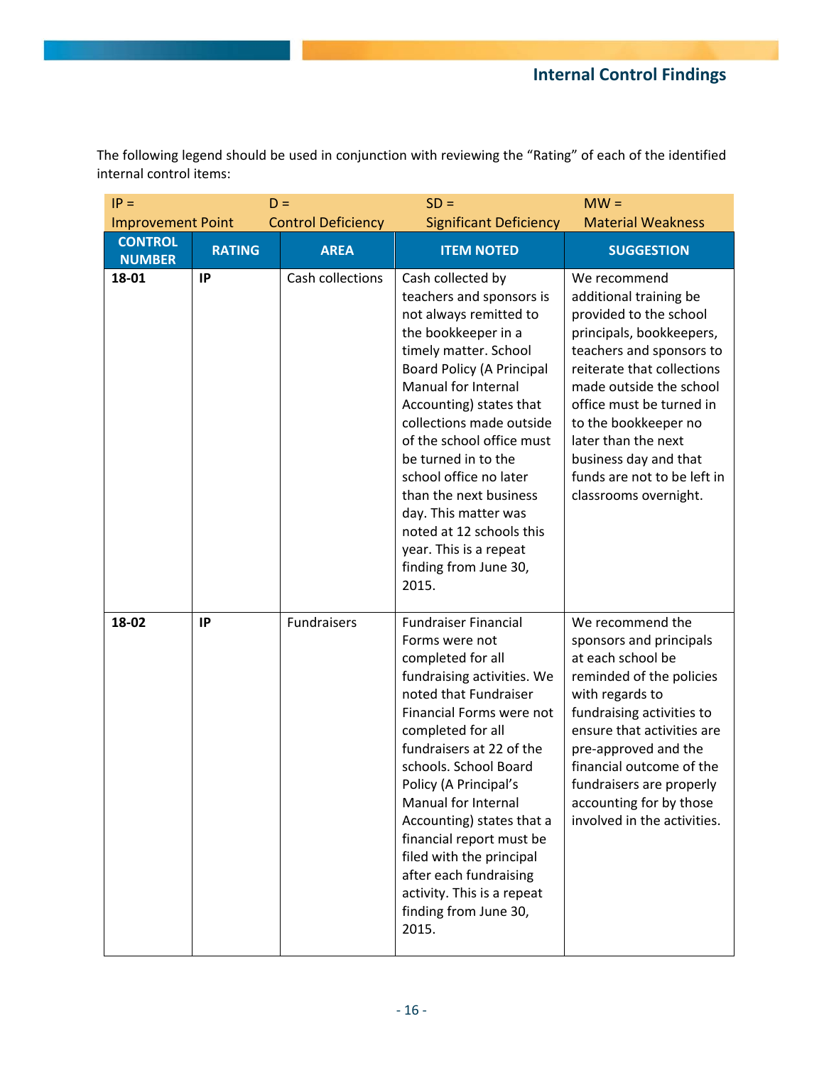## Internal Control Findings

The following legend should be used in conjunction with reviewing the "Rating" of each of the identified internal control items:

| IP = Improvement Point | D = Control Deficiency | SD = Significant Deficiency | MW = Material Weakness |
|---|---|---|---|

| CONTROL NUMBER | RATING | AREA | ITEM NOTED | SUGGESTION |
|---|---|---|---|---|
| **18-01** | **IP** | Cash collections | Cash collected by teachers and sponsors is not always remitted to the bookkeeper in a timely matter. School Board Policy (A Principal Manual for Internal Accounting) states that collections made outside of the school office must be turned in to the school office no later than the next business day. This matter was noted at 12 schools this year. This is a repeat finding from June 30, 2015. | We recommend additional training be provided to the school principals, bookkeepers, teachers and sponsors to reiterate that collections made outside the school office must be turned in to the bookkeeper no later than the next business day and that funds are not to be left in classrooms overnight. |
| **18-02** | **IP** | Fundraisers | Fundraiser Financial Forms were not completed for all fundraising activities. We noted that Fundraiser Financial Forms were not completed for all fundraisers at 22 of the schools. School Board Policy (A Principal's Manual for Internal Accounting) states that a financial report must be filed with the principal after each fundraising activity. This is a repeat finding from June 30, 2015. | We recommend the sponsors and principals at each school be reminded of the policies with regards to fundraising activities to ensure that activities are pre-approved and the financial outcome of the fundraisers are properly accounting for by those involved in the activities. |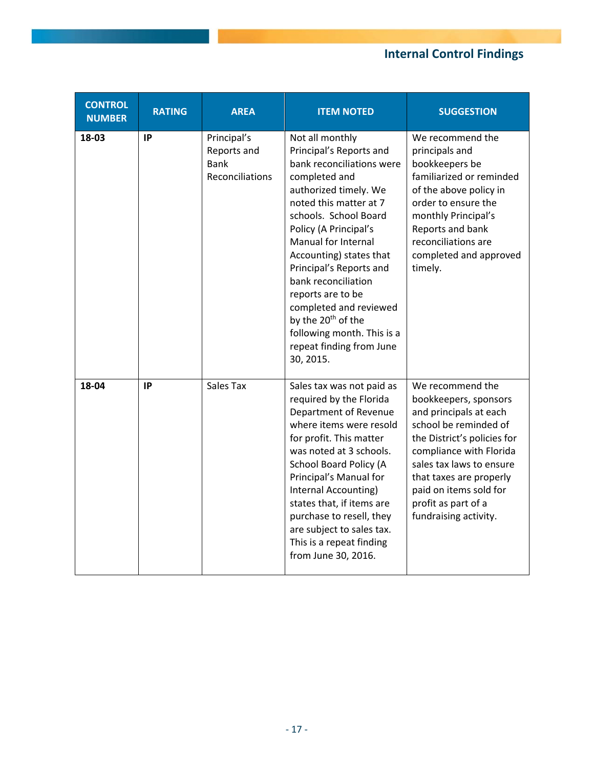## Internal Control Findings

| CONTROL NUMBER | RATING | AREA | ITEM NOTED | SUGGESTION |
|---|---|---|---|---|
| **18-03** | **IP** | Principal's Reports and Bank Reconciliations | Not all monthly Principal's Reports and bank reconciliations were completed and authorized timely. We noted this matter at 7 schools. School Board Policy (A Principal's Manual for Internal Accounting) states that Principal's Reports and bank reconciliation reports are to be completed and reviewed by the 20th of the following month. This is a repeat finding from June 30, 2015. | We recommend the principals and bookkeepers be familiarized or reminded of the above policy in order to ensure the monthly Principal's Reports and bank reconciliations are completed and approved timely. |
| **18-04** | **IP** | Sales Tax | Sales tax was not paid as required by the Florida Department of Revenue where items were resold for profit. This matter was noted at 3 schools. School Board Policy (A Principal's Manual for Internal Accounting) states that, if items are purchase to resell, they are subject to sales tax. This is a repeat finding from June 30, 2016. | We recommend the bookkeepers, sponsors and principals at each school be reminded of the District's policies for compliance with Florida sales tax laws to ensure that taxes are properly paid on items sold for profit as part of a fundraising activity. |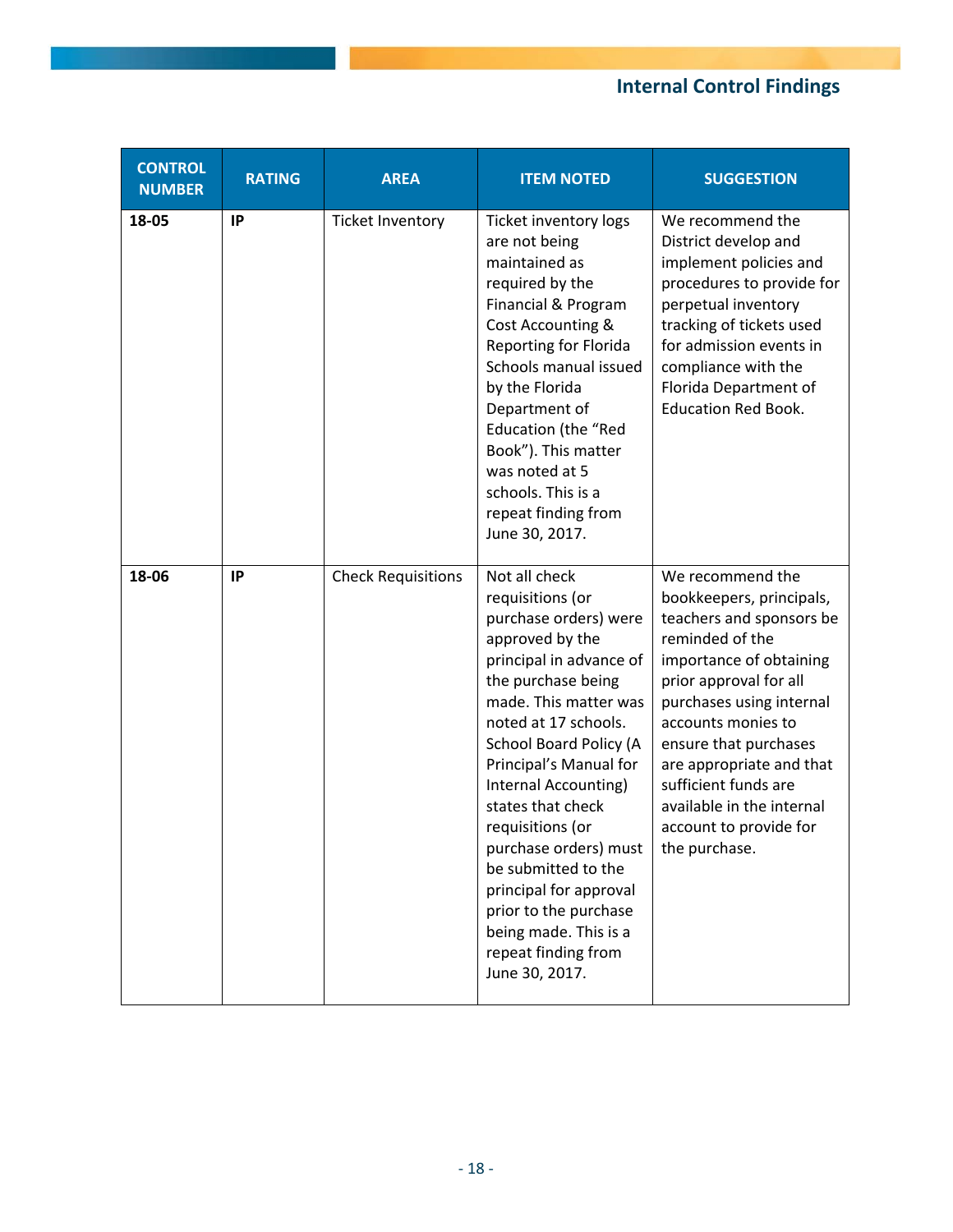## Internal Control Findings

| CONTROL NUMBER | RATING | AREA | ITEM NOTED | SUGGESTION |
|---|---|---|---|---|
| **18-05** | **IP** | Ticket Inventory | Ticket inventory logs are not being maintained as required by the Financial & Program Cost Accounting & Reporting for Florida Schools manual issued by the Florida Department of Education (the "Red Book"). This matter was noted at 5 schools. This is a repeat finding from June 30, 2017. | We recommend the District develop and implement policies and procedures to provide for perpetual inventory tracking of tickets used for admission events in compliance with the Florida Department of Education Red Book. |
| **18-06** | **IP** | Check Requisitions | Not all check requisitions (or purchase orders) were approved by the principal in advance of the purchase being made. This matter was noted at 17 schools. School Board Policy (A Principal's Manual for Internal Accounting) states that check requisitions (or purchase orders) must be submitted to the principal for approval prior to the purchase being made. This is a repeat finding from June 30, 2017. | We recommend the bookkeepers, principals, teachers and sponsors be reminded of the importance of obtaining prior approval for all purchases using internal accounts monies to ensure that purchases are appropriate and that sufficient funds are available in the internal account to provide for the purchase. |